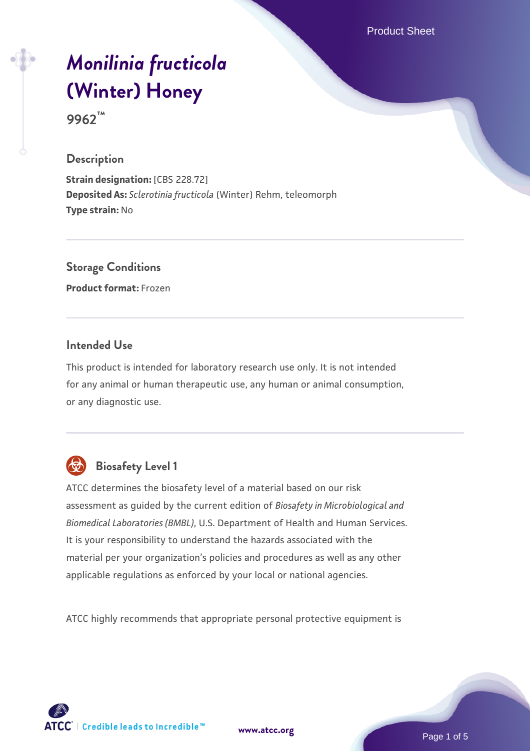# *Monilinia fructicola* (Winter) Honey

**9962™**

## Description

**Strain designation:** [CBS 228.72]
**Deposited As:** *Sclerotinia fructicola* (Winter) Rehm, teleomorph
**Type strain:** No

## Storage Conditions

**Product format:** Frozen

## Intended Use

This product is intended for laboratory research use only. It is not intended for any animal or human therapeutic use, any human or animal consumption, or any diagnostic use.

## Biosafety Level 1

ATCC determines the biosafety level of a material based on our risk assessment as guided by the current edition of *Biosafety in Microbiological and Biomedical Laboratories (BMBL)*, U.S. Department of Health and Human Services. It is your responsibility to understand the hazards associated with the material per your organization's policies and procedures as well as any other applicable regulations as enforced by your local or national agencies.

ATCC highly recommends that appropriate personal protective equipment is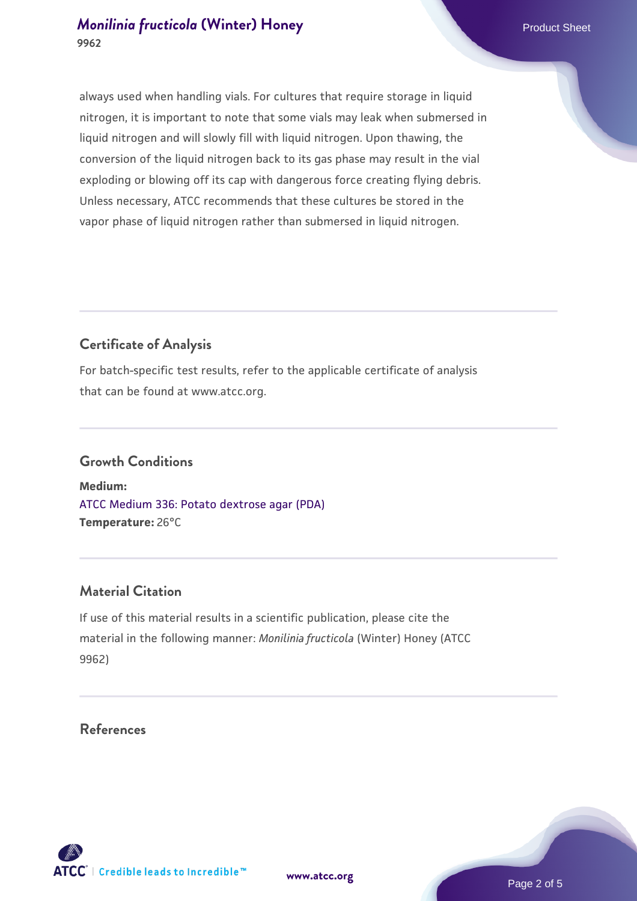always used when handling vials. For cultures that require storage in liquid nitrogen, it is important to note that some vials may leak when submersed in liquid nitrogen and will slowly fill with liquid nitrogen. Upon thawing, the conversion of the liquid nitrogen back to its gas phase may result in the vial exploding or blowing off its cap with dangerous force creating flying debris. Unless necessary, ATCC recommends that these cultures be stored in the vapor phase of liquid nitrogen rather than submersed in liquid nitrogen.

## Certificate of Analysis

For batch-specific test results, refer to the applicable certificate of analysis that can be found at www.atcc.org.

## Growth Conditions

**Medium:**
ATCC Medium 336: Potato dextrose agar (PDA)
**Temperature:** 26°C

## Material Citation

If use of this material results in a scientific publication, please cite the material in the following manner: *Monilinia fructicola* (Winter) Honey (ATCC 9962)

## References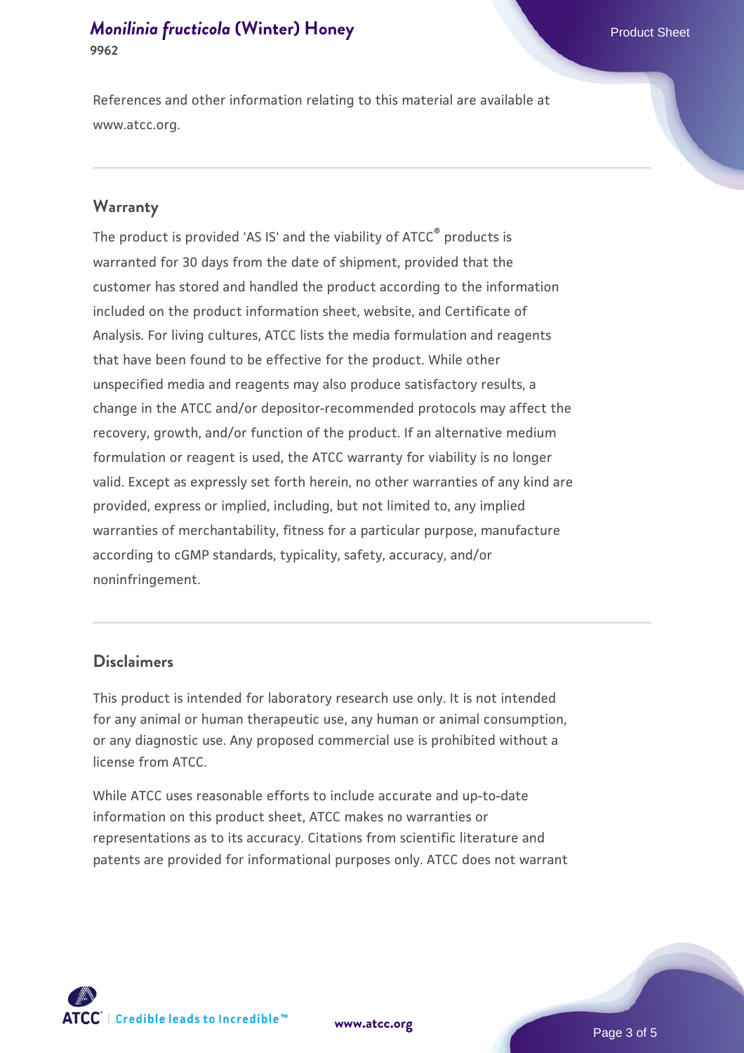References and other information relating to this material are available at www.atcc.org.

## Warranty

The product is provided 'AS IS' and the viability of ATCC® products is warranted for 30 days from the date of shipment, provided that the customer has stored and handled the product according to the information included on the product information sheet, website, and Certificate of Analysis. For living cultures, ATCC lists the media formulation and reagents that have been found to be effective for the product. While other unspecified media and reagents may also produce satisfactory results, a change in the ATCC and/or depositor-recommended protocols may affect the recovery, growth, and/or function of the product. If an alternative medium formulation or reagent is used, the ATCC warranty for viability is no longer valid. Except as expressly set forth herein, no other warranties of any kind are provided, express or implied, including, but not limited to, any implied warranties of merchantability, fitness for a particular purpose, manufacture according to cGMP standards, typicality, safety, accuracy, and/or noninfringement.

## Disclaimers

This product is intended for laboratory research use only. It is not intended for any animal or human therapeutic use, any human or animal consumption, or any diagnostic use. Any proposed commercial use is prohibited without a license from ATCC.

While ATCC uses reasonable efforts to include accurate and up-to-date information on this product sheet, ATCC makes no warranties or representations as to its accuracy. Citations from scientific literature and patents are provided for informational purposes only. ATCC does not warrant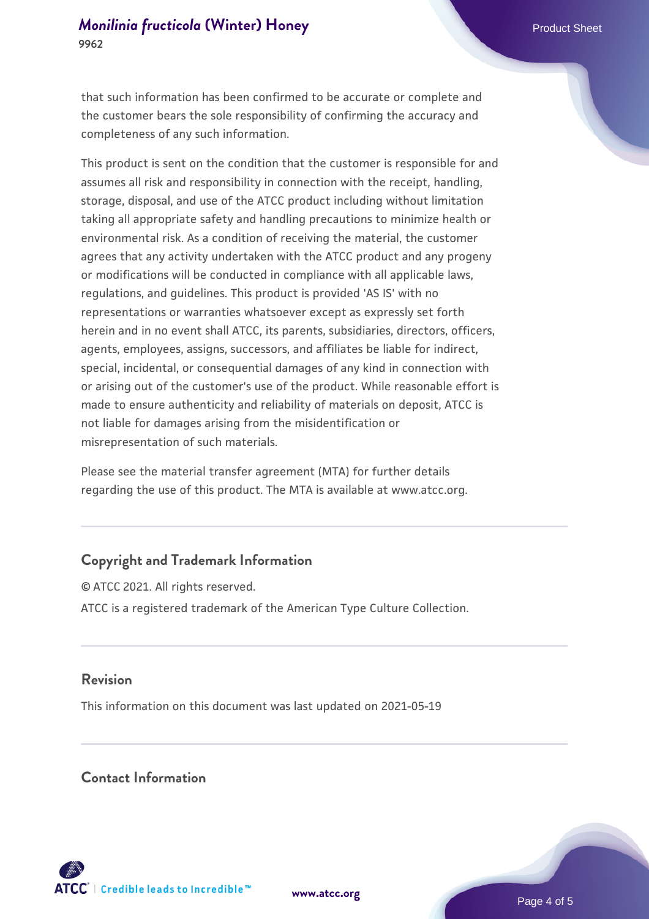that such information has been confirmed to be accurate or complete and the customer bears the sole responsibility of confirming the accuracy and completeness of any such information.

This product is sent on the condition that the customer is responsible for and assumes all risk and responsibility in connection with the receipt, handling, storage, disposal, and use of the ATCC product including without limitation taking all appropriate safety and handling precautions to minimize health or environmental risk. As a condition of receiving the material, the customer agrees that any activity undertaken with the ATCC product and any progeny or modifications will be conducted in compliance with all applicable laws, regulations, and guidelines. This product is provided 'AS IS' with no representations or warranties whatsoever except as expressly set forth herein and in no event shall ATCC, its parents, subsidiaries, directors, officers, agents, employees, assigns, successors, and affiliates be liable for indirect, special, incidental, or consequential damages of any kind in connection with or arising out of the customer's use of the product. While reasonable effort is made to ensure authenticity and reliability of materials on deposit, ATCC is not liable for damages arising from the misidentification or misrepresentation of such materials.

Please see the material transfer agreement (MTA) for further details regarding the use of this product. The MTA is available at www.atcc.org.

## Copyright and Trademark Information

© ATCC 2021. All rights reserved.

ATCC is a registered trademark of the American Type Culture Collection.

## Revision

This information on this document was last updated on 2021-05-19

## Contact Information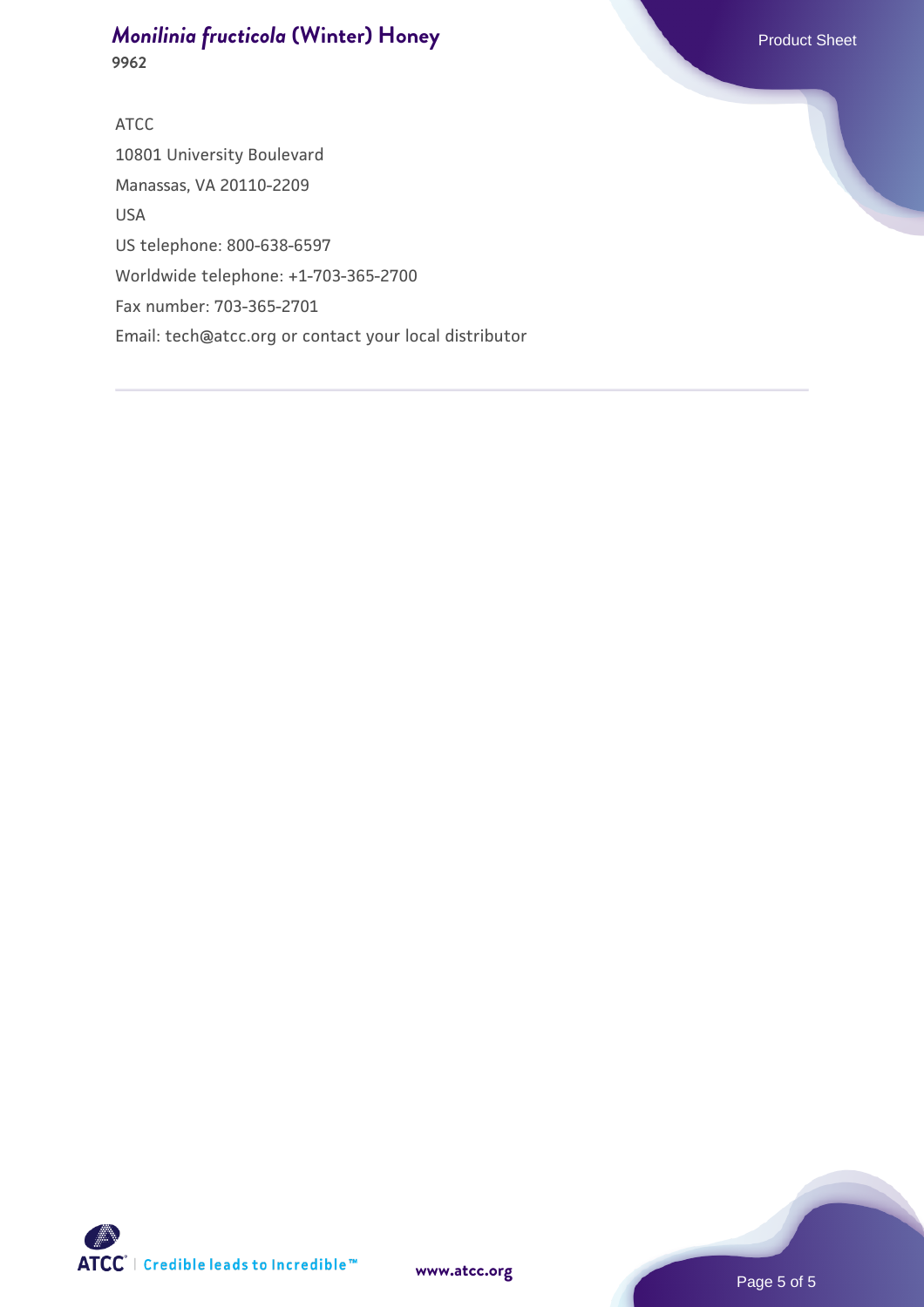ATCC

10801 University Boulevard

Manassas, VA 20110-2209

USA

US telephone: 800-638-6597

Worldwide telephone: +1-703-365-2700

Fax number: 703-365-2701

Email: tech@atcc.org or contact your local distributor